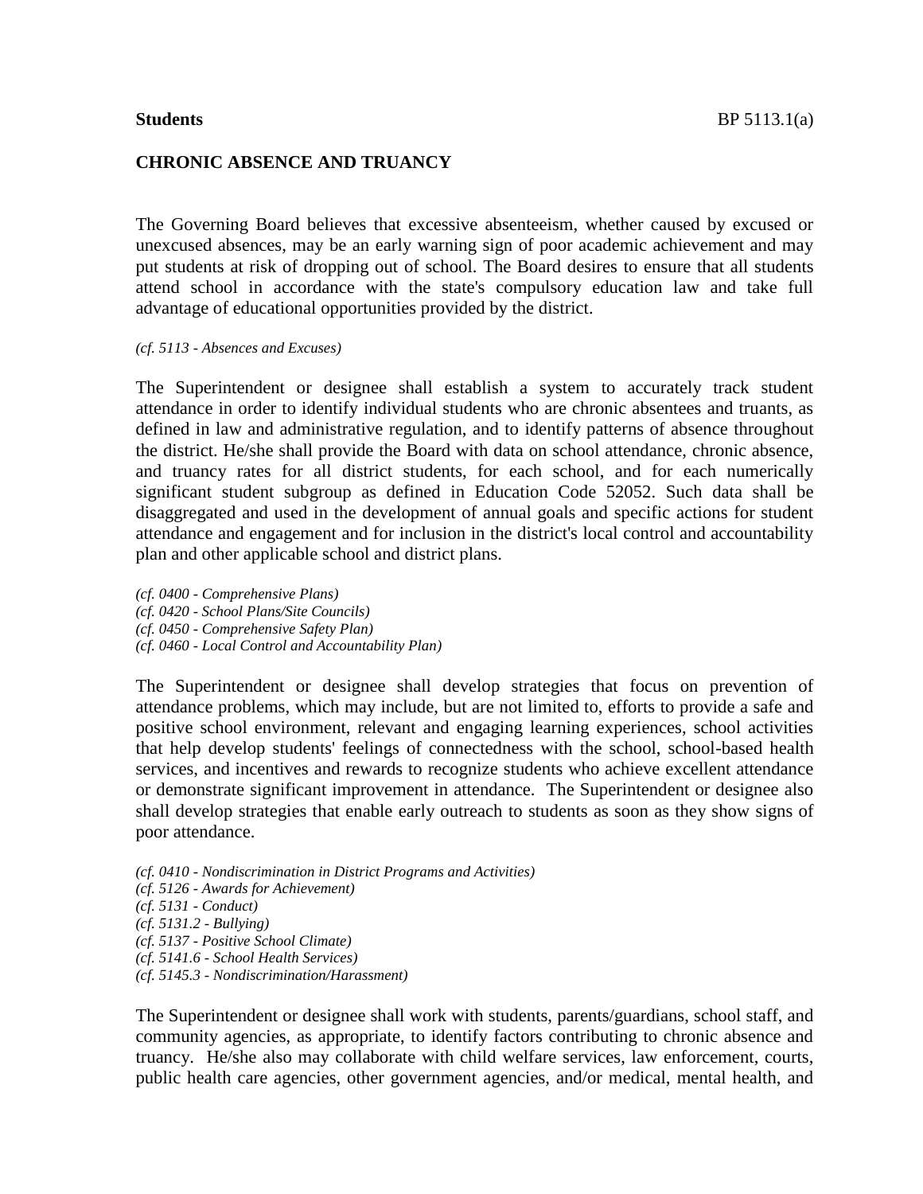**Students**

# CHRONIC ABSENCE AND TRUANCY

The Governing Board believes that excessive absenteeism, whether caused by excused or unexcused absences, may be an early warning sign of poor academic achievement and may put students at risk of dropping out of school. The Board desires to ensure that all students attend school in accordance with the state's compulsory education law and take full advantage of educational opportunities provided by the district.

*(cf. 5113 - Absences and Excuses)*

The Superintendent or designee shall establish a system to accurately track student attendance in order to identify individual students who are chronic absentees and truants, as defined in law and administrative regulation, and to identify patterns of absence throughout the district. He/she shall provide the Board with data on school attendance, chronic absence, and truancy rates for all district students, for each school, and for each numerically significant student subgroup as defined in Education Code 52052. Such data shall be disaggregated and used in the development of annual goals and specific actions for student attendance and engagement and for inclusion in the district's local control and accountability plan and other applicable school and district plans.

*(cf. 0400 - Comprehensive Plans)*
*(cf. 0420 - School Plans/Site Councils)*
*(cf. 0450 - Comprehensive Safety Plan)*
*(cf. 0460 - Local Control and Accountability Plan)*

The Superintendent or designee shall develop strategies that focus on prevention of attendance problems, which may include, but are not limited to, efforts to provide a safe and positive school environment, relevant and engaging learning experiences, school activities that help develop students' feelings of connectedness with the school, school-based health services, and incentives and rewards to recognize students who achieve excellent attendance or demonstrate significant improvement in attendance. The Superintendent or designee also shall develop strategies that enable early outreach to students as soon as they show signs of poor attendance.

*(cf. 0410 - Nondiscrimination in District Programs and Activities)*
*(cf. 5126 - Awards for Achievement)*
*(cf. 5131 - Conduct)*
*(cf. 5131.2 - Bullying)*
*(cf. 5137 - Positive School Climate)*
*(cf. 5141.6 - School Health Services)*
*(cf. 5145.3 - Nondiscrimination/Harassment)*

The Superintendent or designee shall work with students, parents/guardians, school staff, and community agencies, as appropriate, to identify factors contributing to chronic absence and truancy. He/she also may collaborate with child welfare services, law enforcement, courts, public health care agencies, other government agencies, and/or medical, mental health, and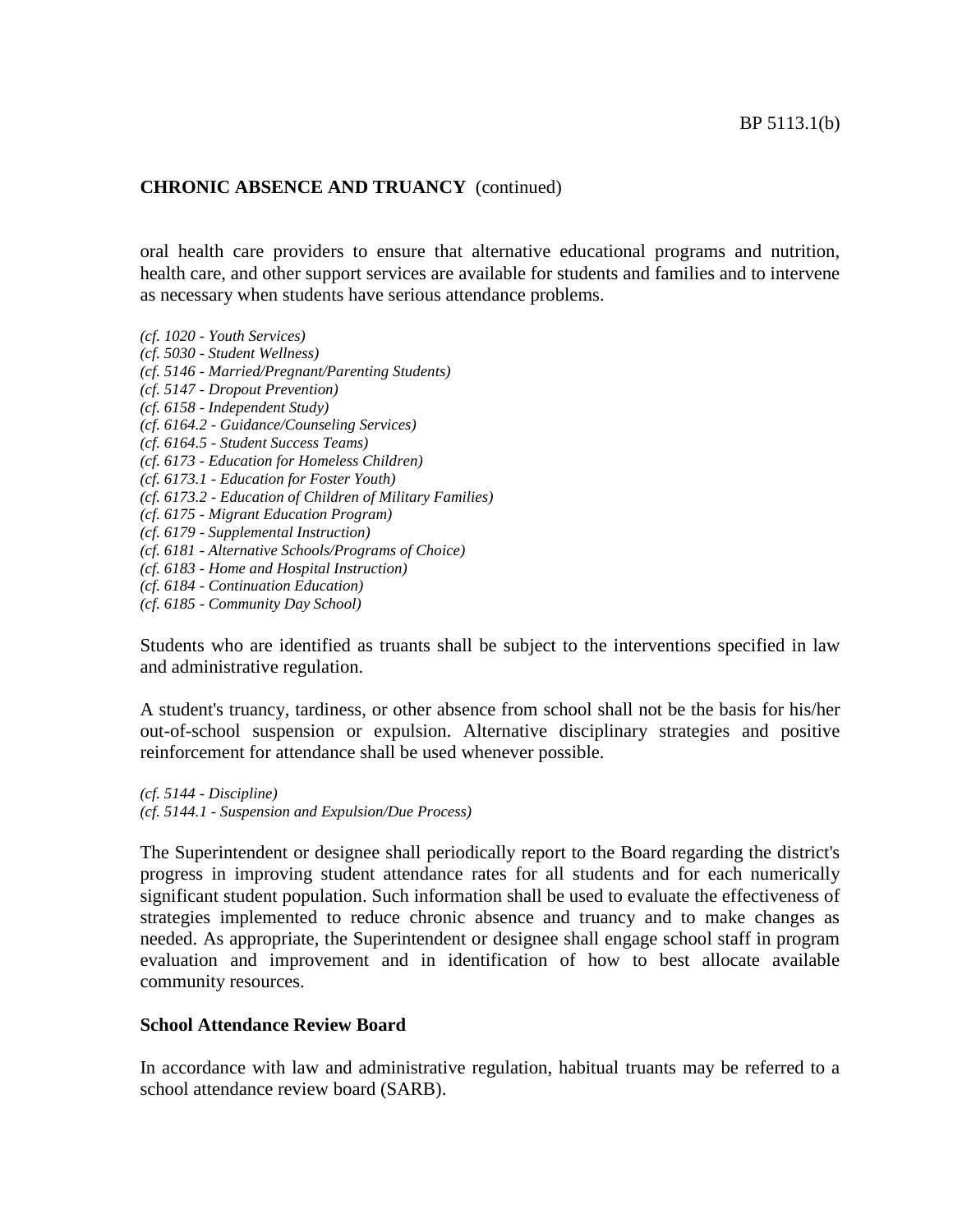oral health care providers to ensure that alternative educational programs and nutrition, health care, and other support services are available for students and families and to intervene as necessary when students have serious attendance problems.

*(cf. 1020 - Youth Services)*
*(cf. 5030 - Student Wellness)*
*(cf. 5146 - Married/Pregnant/Parenting Students)*
*(cf. 5147 - Dropout Prevention)*
*(cf. 6158 - Independent Study)*
*(cf. 6164.2 - Guidance/Counseling Services)*
*(cf. 6164.5 - Student Success Teams)*
*(cf. 6173 - Education for Homeless Children)*
*(cf. 6173.1 - Education for Foster Youth)*
*(cf. 6173.2 - Education of Children of Military Families)*
*(cf. 6175 - Migrant Education Program)*
*(cf. 6179 - Supplemental Instruction)*
*(cf. 6181 - Alternative Schools/Programs of Choice)*
*(cf. 6183 - Home and Hospital Instruction)*
*(cf. 6184 - Continuation Education)*
*(cf. 6185 - Community Day School)*

Students who are identified as truants shall be subject to the interventions specified in law and administrative regulation.

A student's truancy, tardiness, or other absence from school shall not be the basis for his/her out-of-school suspension or expulsion. Alternative disciplinary strategies and positive reinforcement for attendance shall be used whenever possible.

*(cf. 5144 - Discipline)*
*(cf. 5144.1 - Suspension and Expulsion/Due Process)*

The Superintendent or designee shall periodically report to the Board regarding the district's progress in improving student attendance rates for all students and for each numerically significant student population. Such information shall be used to evaluate the effectiveness of strategies implemented to reduce chronic absence and truancy and to make changes as needed. As appropriate, the Superintendent or designee shall engage school staff in program evaluation and improvement and in identification of how to best allocate available community resources.

**School Attendance Review Board**

In accordance with law and administrative regulation, habitual truants may be referred to a school attendance review board (SARB).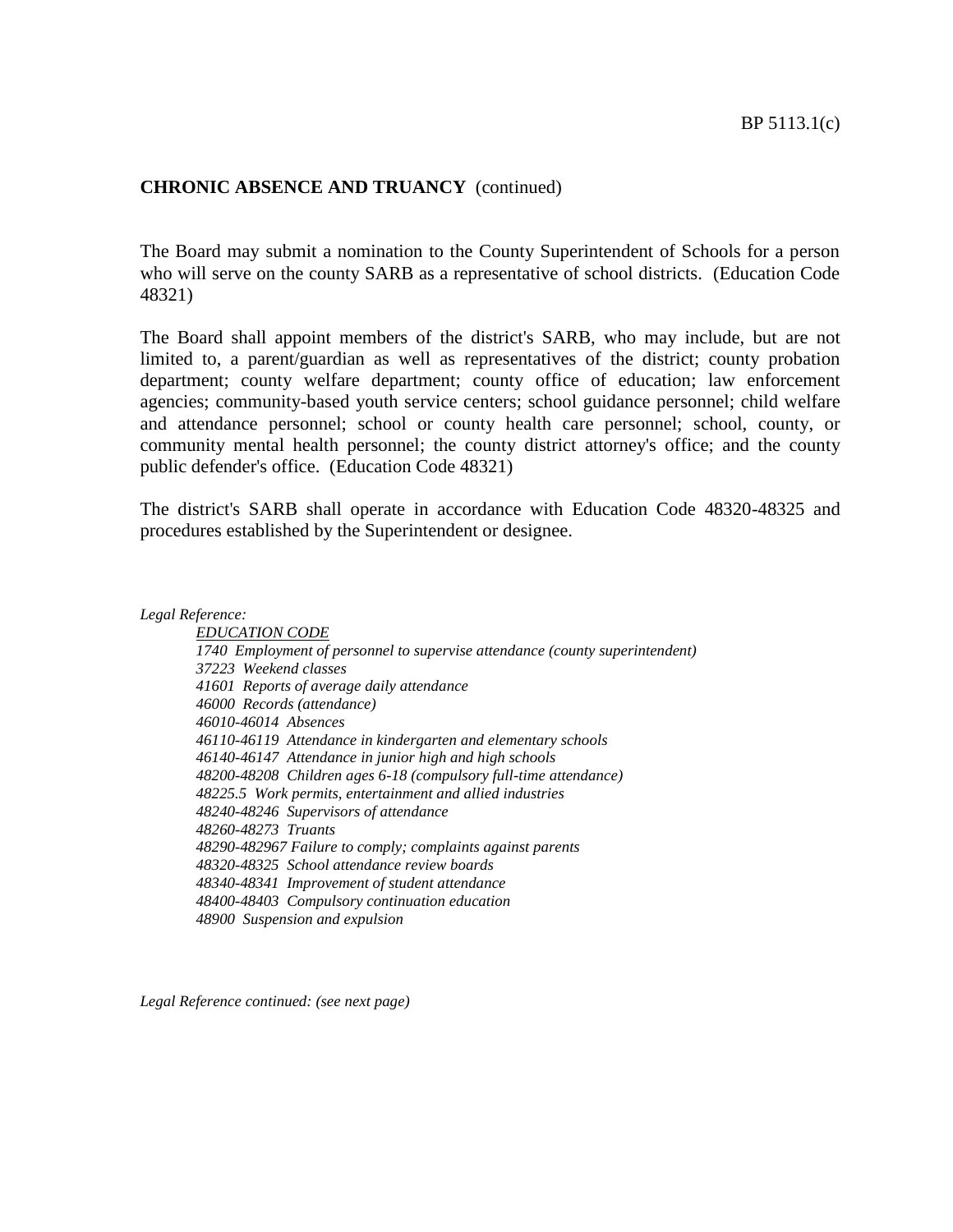**CHRONIC ABSENCE AND TRUANCY** (continued)

The Board may submit a nomination to the County Superintendent of Schools for a person who will serve on the county SARB as a representative of school districts. (Education Code 48321)

The Board shall appoint members of the district's SARB, who may include, but are not limited to, a parent/guardian as well as representatives of the district; county probation department; county welfare department; county office of education; law enforcement agencies; community-based youth service centers; school guidance personnel; child welfare and attendance personnel; school or county health care personnel; school, county, or community mental health personnel; the county district attorney's office; and the county public defender's office. (Education Code 48321)

The district's SARB shall operate in accordance with Education Code 48320-48325 and procedures established by the Superintendent or designee.

*Legal Reference:*

*EDUCATION CODE*

*1740 Employment of personnel to supervise attendance (county superintendent)*
*37223 Weekend classes*
*41601 Reports of average daily attendance*
*46000 Records (attendance)*
*46010-46014 Absences*
*46110-46119 Attendance in kindergarten and elementary schools*
*46140-46147 Attendance in junior high and high schools*
*48200-48208 Children ages 6-18 (compulsory full-time attendance)*
*48225.5 Work permits, entertainment and allied industries*
*48240-48246 Supervisors of attendance*
*48260-48273 Truants*
*48290-482967 Failure to comply; complaints against parents*
*48320-48325 School attendance review boards*
*48340-48341 Improvement of student attendance*
*48400-48403 Compulsory continuation education*
*48900 Suspension and expulsion*

*Legal Reference continued: (see next page)*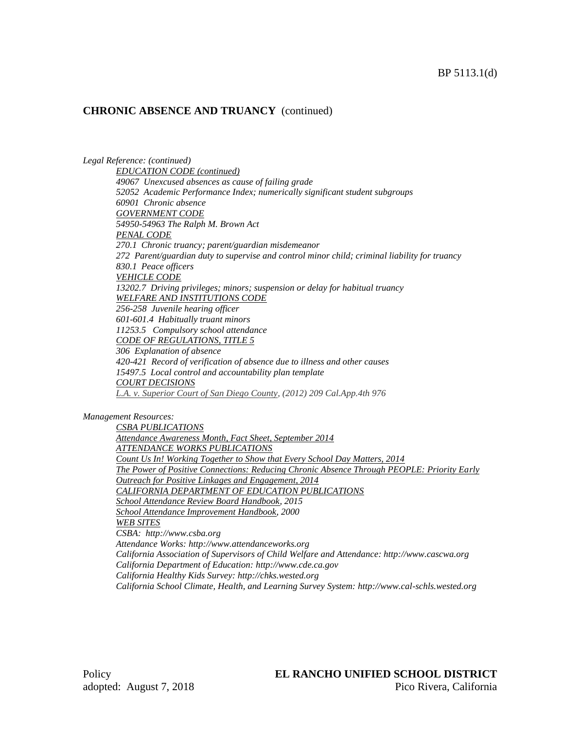## CHRONIC ABSENCE AND TRUANCY (continued)

*Legal Reference: (continued)*

*EDUCATION CODE (continued)*
*49067 Unexcused absences as cause of failing grade*
*52052 Academic Performance Index; numerically significant student subgroups*
*60901 Chronic absence*
*GOVERNMENT CODE*
*54950-54963 The Ralph M. Brown Act*
*PENAL CODE*
*270.1 Chronic truancy; parent/guardian misdemeanor*
*272 Parent/guardian duty to supervise and control minor child; criminal liability for truancy*
*830.1 Peace officers*
*VEHICLE CODE*
*13202.7 Driving privileges; minors; suspension or delay for habitual truancy*
*WELFARE AND INSTITUTIONS CODE*
*256-258 Juvenile hearing officer*
*601-601.4 Habitually truant minors*
*11253.5 Compulsory school attendance*
*CODE OF REGULATIONS, TITLE 5*
*306 Explanation of absence*
*420-421 Record of verification of absence due to illness and other causes*
*15497.5 Local control and accountability plan template*
*COURT DECISIONS*
*L.A. v. Superior Court of San Diego County, (2012) 209 Cal.App.4th 976*

*Management Resources:*

*CSBA PUBLICATIONS*
*Attendance Awareness Month, Fact Sheet, September 2014*
*ATTENDANCE WORKS PUBLICATIONS*
*Count Us In! Working Together to Show that Every School Day Matters, 2014*
*The Power of Positive Connections: Reducing Chronic Absence Through PEOPLE: Priority Early Outreach for Positive Linkages and Engagement, 2014*
*CALIFORNIA DEPARTMENT OF EDUCATION PUBLICATIONS*
*School Attendance Review Board Handbook, 2015*
*School Attendance Improvement Handbook, 2000*
*WEB SITES*
*CSBA: http://www.csba.org*
*Attendance Works: http://www.attendanceworks.org*
*California Association of Supervisors of Child Welfare and Attendance: http://www.cascwa.org*
*California Department of Education: http://www.cde.ca.gov*
*California Healthy Kids Survey: http://chks.wested.org*
*California School Climate, Health, and Learning Survey System: http://www.cal-schls.wested.org*

Policy
adopted: August 7, 2018

**EL RANCHO UNIFIED SCHOOL DISTRICT**
Pico Rivera, California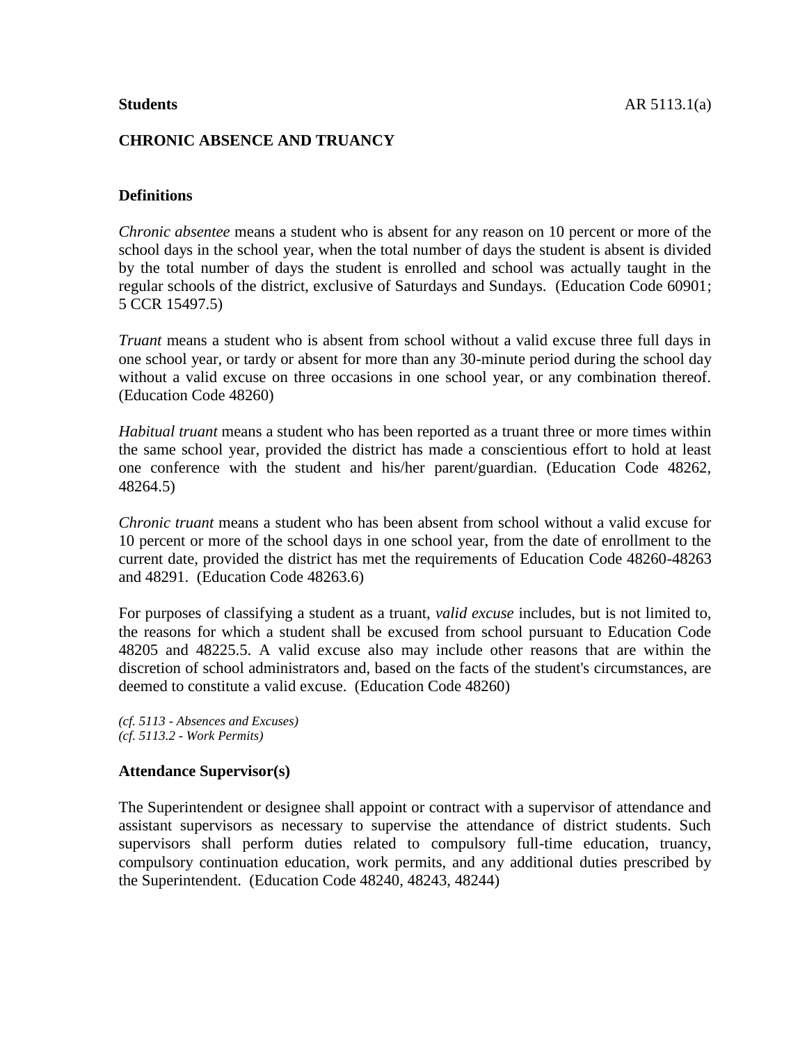**Students**

AR 5113.1(a)

## CHRONIC ABSENCE AND TRUANCY

### Definitions

*Chronic absentee* means a student who is absent for any reason on 10 percent or more of the school days in the school year, when the total number of days the student is absent is divided by the total number of days the student is enrolled and school was actually taught in the regular schools of the district, exclusive of Saturdays and Sundays. (Education Code 60901; 5 CCR 15497.5)

*Truant* means a student who is absent from school without a valid excuse three full days in one school year, or tardy or absent for more than any 30-minute period during the school day without a valid excuse on three occasions in one school year, or any combination thereof. (Education Code 48260)

*Habitual truant* means a student who has been reported as a truant three or more times within the same school year, provided the district has made a conscientious effort to hold at least one conference with the student and his/her parent/guardian. (Education Code 48262, 48264.5)

*Chronic truant* means a student who has been absent from school without a valid excuse for 10 percent or more of the school days in one school year, from the date of enrollment to the current date, provided the district has met the requirements of Education Code 48260-48263 and 48291. (Education Code 48263.6)

For purposes of classifying a student as a truant, *valid excuse* includes, but is not limited to, the reasons for which a student shall be excused from school pursuant to Education Code 48205 and 48225.5. A valid excuse also may include other reasons that are within the discretion of school administrators and, based on the facts of the student's circumstances, are deemed to constitute a valid excuse. (Education Code 48260)

*(cf. 5113 - Absences and Excuses)*
*(cf. 5113.2 - Work Permits)*

### Attendance Supervisor(s)

The Superintendent or designee shall appoint or contract with a supervisor of attendance and assistant supervisors as necessary to supervise the attendance of district students. Such supervisors shall perform duties related to compulsory full-time education, truancy, compulsory continuation education, work permits, and any additional duties prescribed by the Superintendent. (Education Code 48240, 48243, 48244)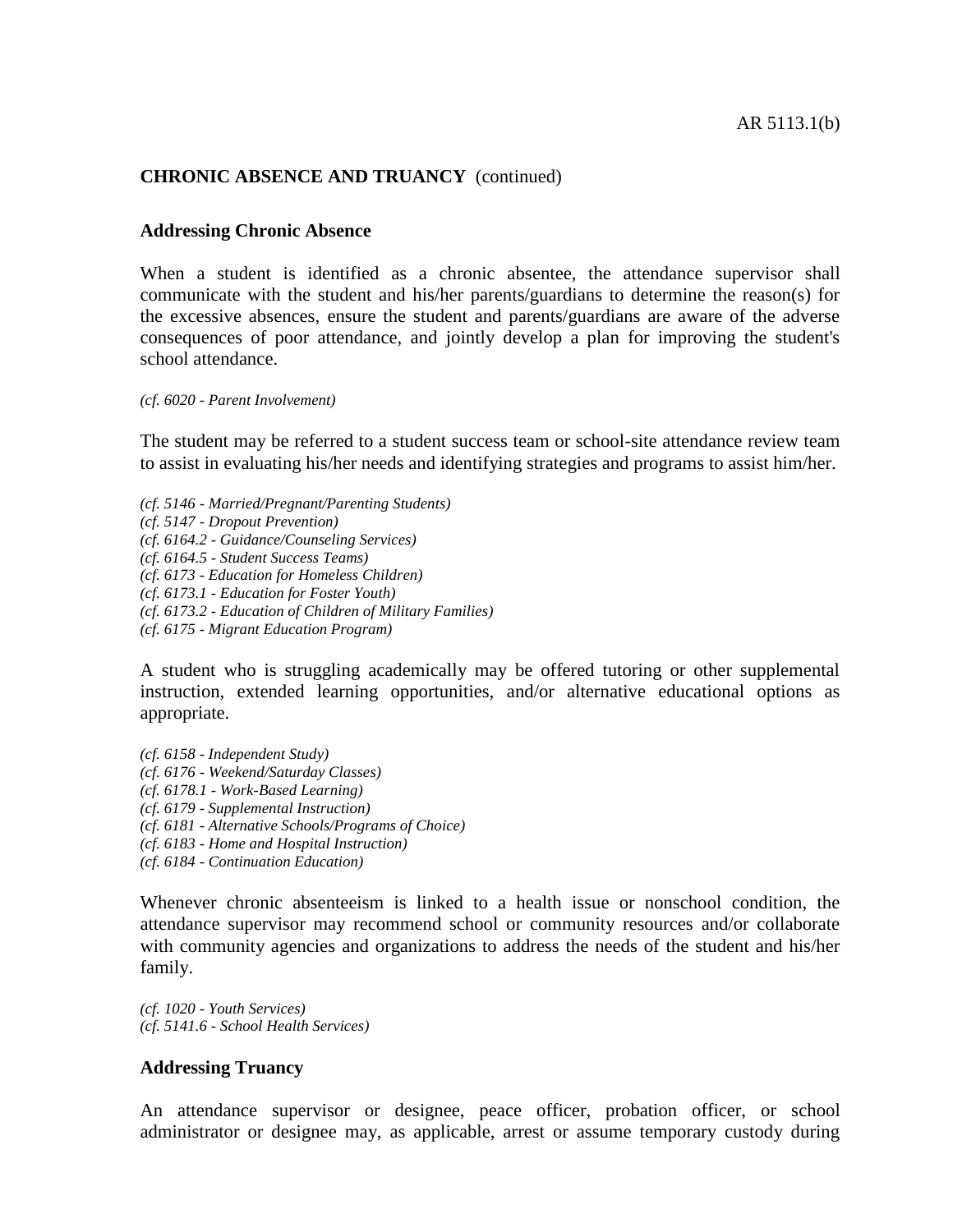**CHRONIC ABSENCE AND TRUANCY** (continued)

### Addressing Chronic Absence

When a student is identified as a chronic absentee, the attendance supervisor shall communicate with the student and his/her parents/guardians to determine the reason(s) for the excessive absences, ensure the student and parents/guardians are aware of the adverse consequences of poor attendance, and jointly develop a plan for improving the student's school attendance.

*(cf. 6020 - Parent Involvement)*

The student may be referred to a student success team or school-site attendance review team to assist in evaluating his/her needs and identifying strategies and programs to assist him/her.

*(cf. 5146 - Married/Pregnant/Parenting Students)*
*(cf. 5147 - Dropout Prevention)*
*(cf. 6164.2 - Guidance/Counseling Services)*
*(cf. 6164.5 - Student Success Teams)*
*(cf. 6173 - Education for Homeless Children)*
*(cf. 6173.1 - Education for Foster Youth)*
*(cf. 6173.2 - Education of Children of Military Families)*
*(cf. 6175 - Migrant Education Program)*

A student who is struggling academically may be offered tutoring or other supplemental instruction, extended learning opportunities, and/or alternative educational options as appropriate.

*(cf. 6158 - Independent Study)*
*(cf. 6176 - Weekend/Saturday Classes)*
*(cf. 6178.1 - Work-Based Learning)*
*(cf. 6179 - Supplemental Instruction)*
*(cf. 6181 - Alternative Schools/Programs of Choice)*
*(cf. 6183 - Home and Hospital Instruction)*
*(cf. 6184 - Continuation Education)*

Whenever chronic absenteeism is linked to a health issue or nonschool condition, the attendance supervisor may recommend school or community resources and/or collaborate with community agencies and organizations to address the needs of the student and his/her family.

*(cf. 1020 - Youth Services)*
*(cf. 5141.6 - School Health Services)*

### Addressing Truancy

An attendance supervisor or designee, peace officer, probation officer, or school administrator or designee may, as applicable, arrest or assume temporary custody during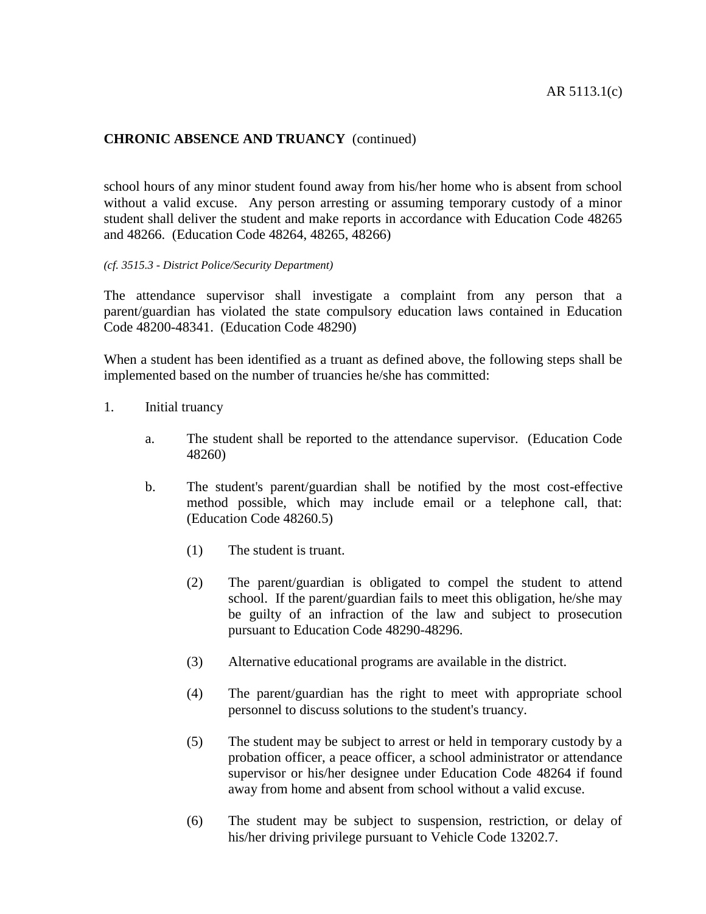**CHRONIC ABSENCE AND TRUANCY** (continued)

school hours of any minor student found away from his/her home who is absent from school without a valid excuse. Any person arresting or assuming temporary custody of a minor student shall deliver the student and make reports in accordance with Education Code 48265 and 48266. (Education Code 48264, 48265, 48266)

*(cf. 3515.3 - District Police/Security Department)*

The attendance supervisor shall investigate a complaint from any person that a parent/guardian has violated the state compulsory education laws contained in Education Code 48200-48341. (Education Code 48290)

When a student has been identified as a truant as defined above, the following steps shall be implemented based on the number of truancies he/she has committed:

1. Initial truancy

   a. The student shall be reported to the attendance supervisor. (Education Code 48260)

   b. The student's parent/guardian shall be notified by the most cost-effective method possible, which may include email or a telephone call, that: (Education Code 48260.5)

      (1) The student is truant.

      (2) The parent/guardian is obligated to compel the student to attend school. If the parent/guardian fails to meet this obligation, he/she may be guilty of an infraction of the law and subject to prosecution pursuant to Education Code 48290-48296.

      (3) Alternative educational programs are available in the district.

      (4) The parent/guardian has the right to meet with appropriate school personnel to discuss solutions to the student's truancy.

      (5) The student may be subject to arrest or held in temporary custody by a probation officer, a peace officer, a school administrator or attendance supervisor or his/her designee under Education Code 48264 if found away from home and absent from school without a valid excuse.

      (6) The student may be subject to suspension, restriction, or delay of his/her driving privilege pursuant to Vehicle Code 13202.7.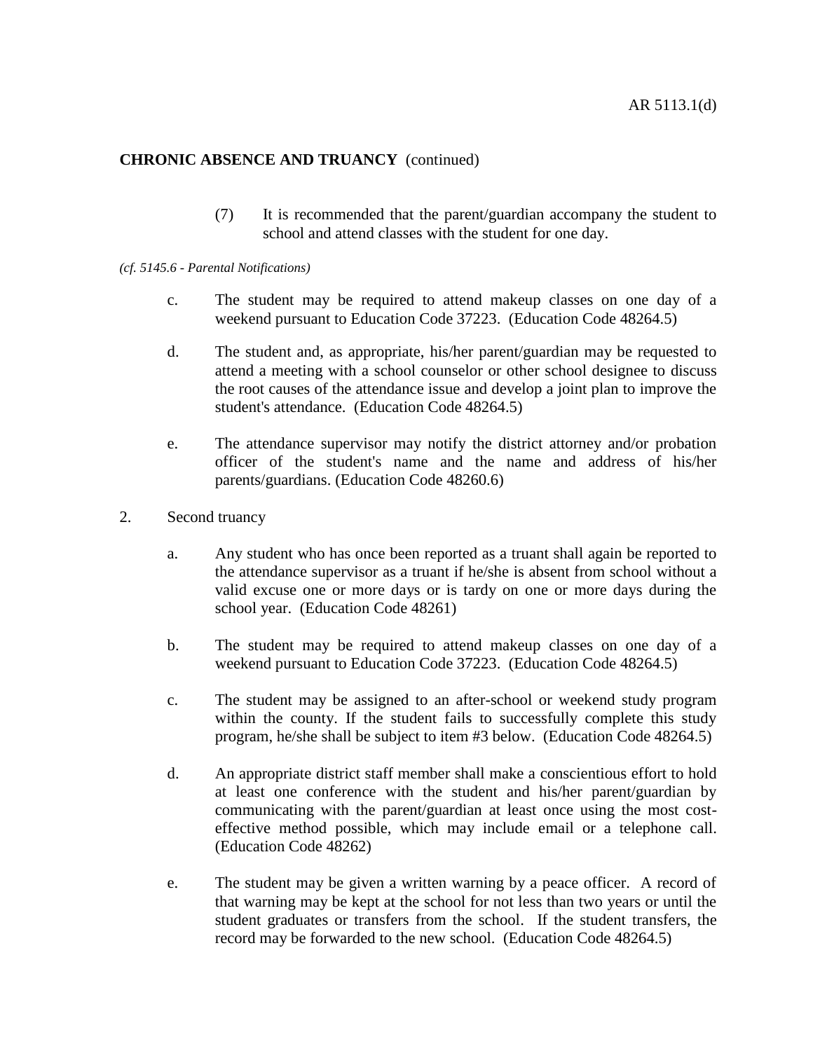**CHRONIC ABSENCE AND TRUANCY** (continued)

(7) It is recommended that the parent/guardian accompany the student to school and attend classes with the student for one day.

*(cf. 5145.6 - Parental Notifications)*

c. The student may be required to attend makeup classes on one day of a weekend pursuant to Education Code 37223. (Education Code 48264.5)

d. The student and, as appropriate, his/her parent/guardian may be requested to attend a meeting with a school counselor or other school designee to discuss the root causes of the attendance issue and develop a joint plan to improve the student's attendance. (Education Code 48264.5)

e. The attendance supervisor may notify the district attorney and/or probation officer of the student's name and the name and address of his/her parents/guardians. (Education Code 48260.6)

2. Second truancy

a. Any student who has once been reported as a truant shall again be reported to the attendance supervisor as a truant if he/she is absent from school without a valid excuse one or more days or is tardy on one or more days during the school year. (Education Code 48261)

b. The student may be required to attend makeup classes on one day of a weekend pursuant to Education Code 37223. (Education Code 48264.5)

c. The student may be assigned to an after-school or weekend study program within the county. If the student fails to successfully complete this study program, he/she shall be subject to item #3 below. (Education Code 48264.5)

d. An appropriate district staff member shall make a conscientious effort to hold at least one conference with the student and his/her parent/guardian by communicating with the parent/guardian at least once using the most cost-effective method possible, which may include email or a telephone call. (Education Code 48262)

e. The student may be given a written warning by a peace officer. A record of that warning may be kept at the school for not less than two years or until the student graduates or transfers from the school. If the student transfers, the record may be forwarded to the new school. (Education Code 48264.5)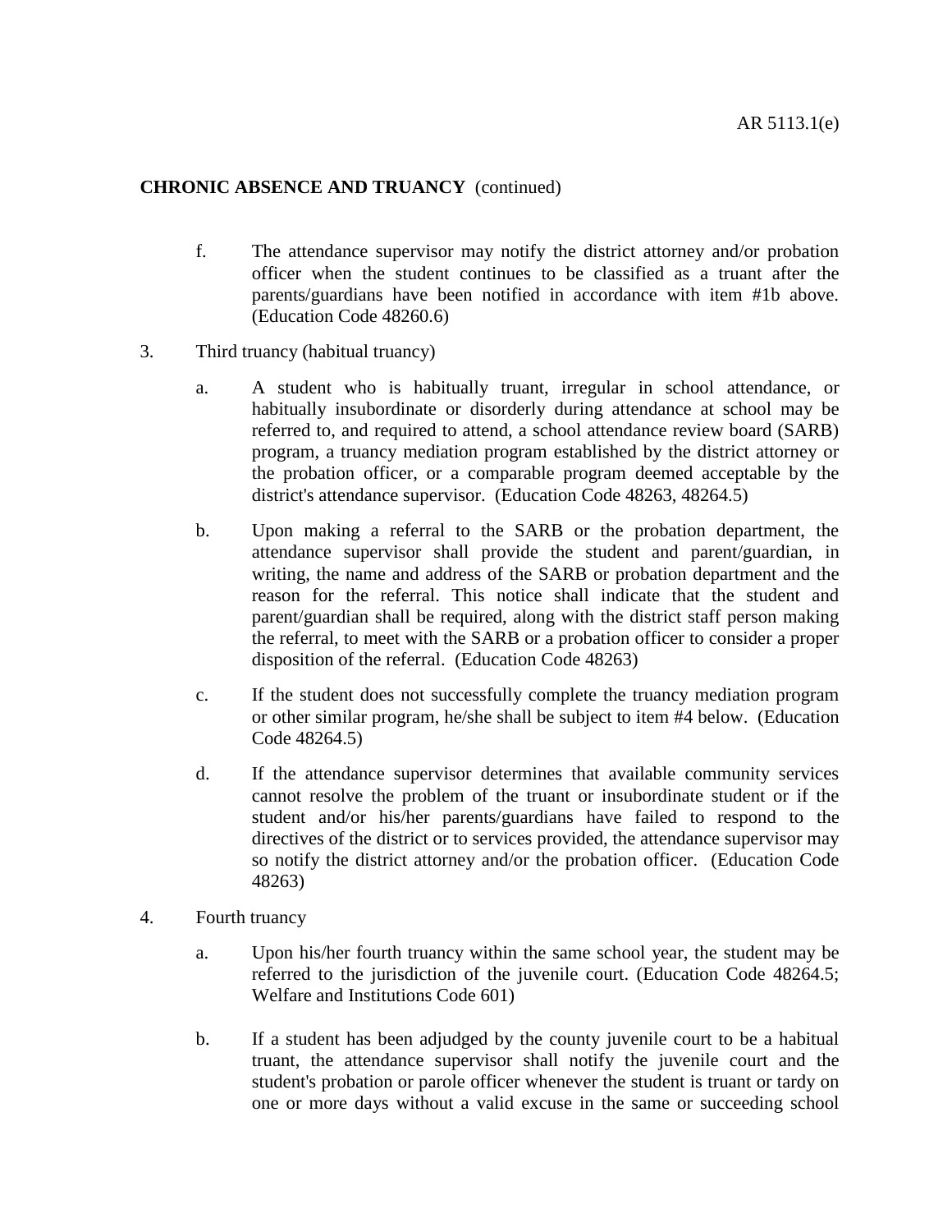**CHRONIC ABSENCE AND TRUANCY** (continued)

f. The attendance supervisor may notify the district attorney and/or probation officer when the student continues to be classified as a truant after the parents/guardians have been notified in accordance with item #1b above. (Education Code 48260.6)

3. Third truancy (habitual truancy)

   a. A student who is habitually truant, irregular in school attendance, or habitually insubordinate or disorderly during attendance at school may be referred to, and required to attend, a school attendance review board (SARB) program, a truancy mediation program established by the district attorney or the probation officer, or a comparable program deemed acceptable by the district's attendance supervisor. (Education Code 48263, 48264.5)

   b. Upon making a referral to the SARB or the probation department, the attendance supervisor shall provide the student and parent/guardian, in writing, the name and address of the SARB or probation department and the reason for the referral. This notice shall indicate that the student and parent/guardian shall be required, along with the district staff person making the referral, to meet with the SARB or a probation officer to consider a proper disposition of the referral. (Education Code 48263)

   c. If the student does not successfully complete the truancy mediation program or other similar program, he/she shall be subject to item #4 below. (Education Code 48264.5)

   d. If the attendance supervisor determines that available community services cannot resolve the problem of the truant or insubordinate student or if the student and/or his/her parents/guardians have failed to respond to the directives of the district or to services provided, the attendance supervisor may so notify the district attorney and/or the probation officer. (Education Code 48263)

4. Fourth truancy

   a. Upon his/her fourth truancy within the same school year, the student may be referred to the jurisdiction of the juvenile court. (Education Code 48264.5; Welfare and Institutions Code 601)

   b. If a student has been adjudged by the county juvenile court to be a habitual truant, the attendance supervisor shall notify the juvenile court and the student's probation or parole officer whenever the student is truant or tardy on one or more days without a valid excuse in the same or succeeding school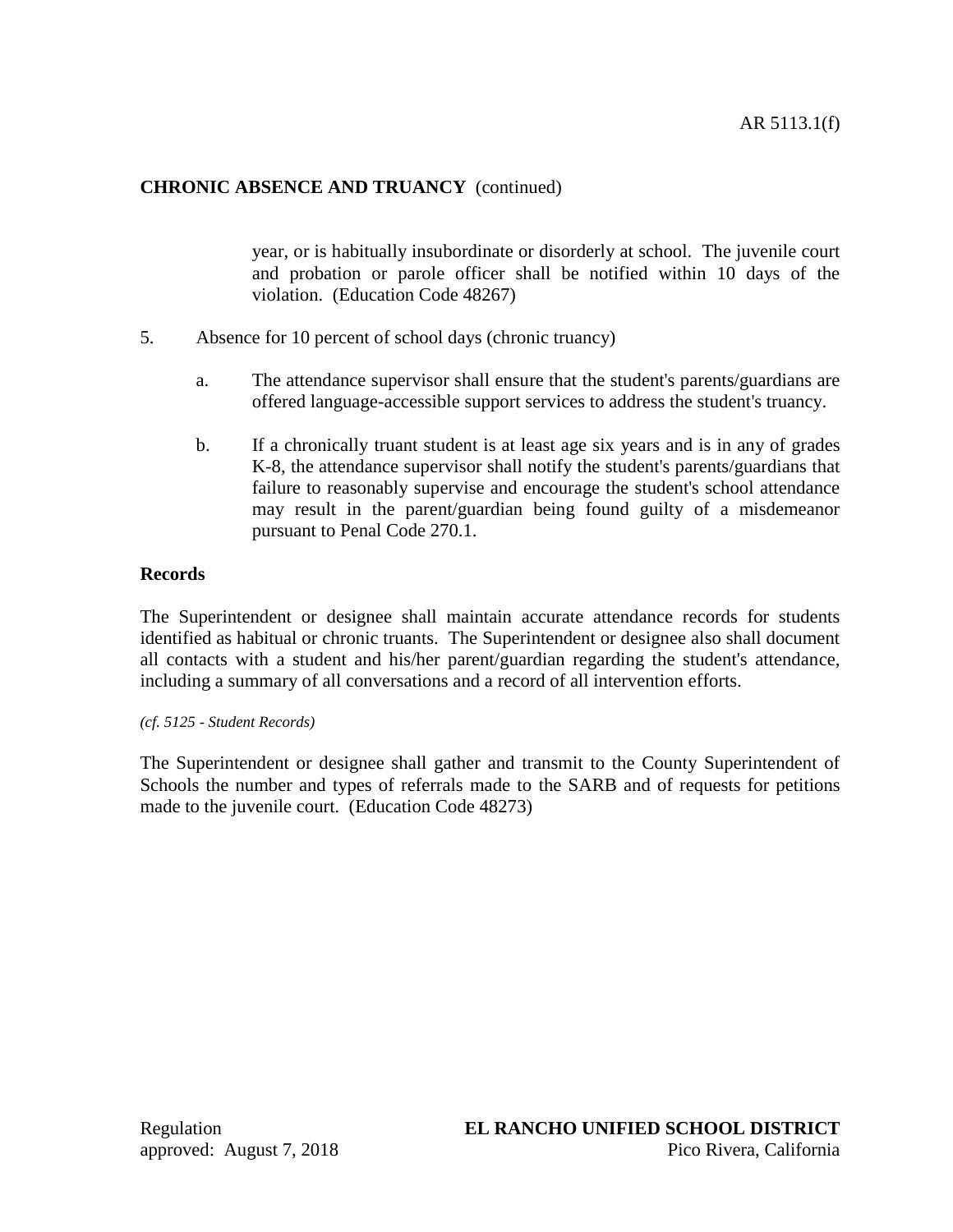year, or is habitually insubordinate or disorderly at school. The juvenile court and probation or parole officer shall be notified within 10 days of the violation. (Education Code 48267)

5. Absence for 10 percent of school days (chronic truancy)

   a. The attendance supervisor shall ensure that the student's parents/guardians are offered language-accessible support services to address the student's truancy.

   b. If a chronically truant student is at least age six years and is in any of grades K-8, the attendance supervisor shall notify the student's parents/guardians that failure to reasonably supervise and encourage the student's school attendance may result in the parent/guardian being found guilty of a misdemeanor pursuant to Penal Code 270.1.

**Records**

The Superintendent or designee shall maintain accurate attendance records for students identified as habitual or chronic truants. The Superintendent or designee also shall document all contacts with a student and his/her parent/guardian regarding the student's attendance, including a summary of all conversations and a record of all intervention efforts.

*(cf. 5125 - Student Records)*

The Superintendent or designee shall gather and transmit to the County Superintendent of Schools the number and types of referrals made to the SARB and of requests for petitions made to the juvenile court. (Education Code 48273)

Regulation
approved: August 7, 2018

**EL RANCHO UNIFIED SCHOOL DISTRICT**
Pico Rivera, California